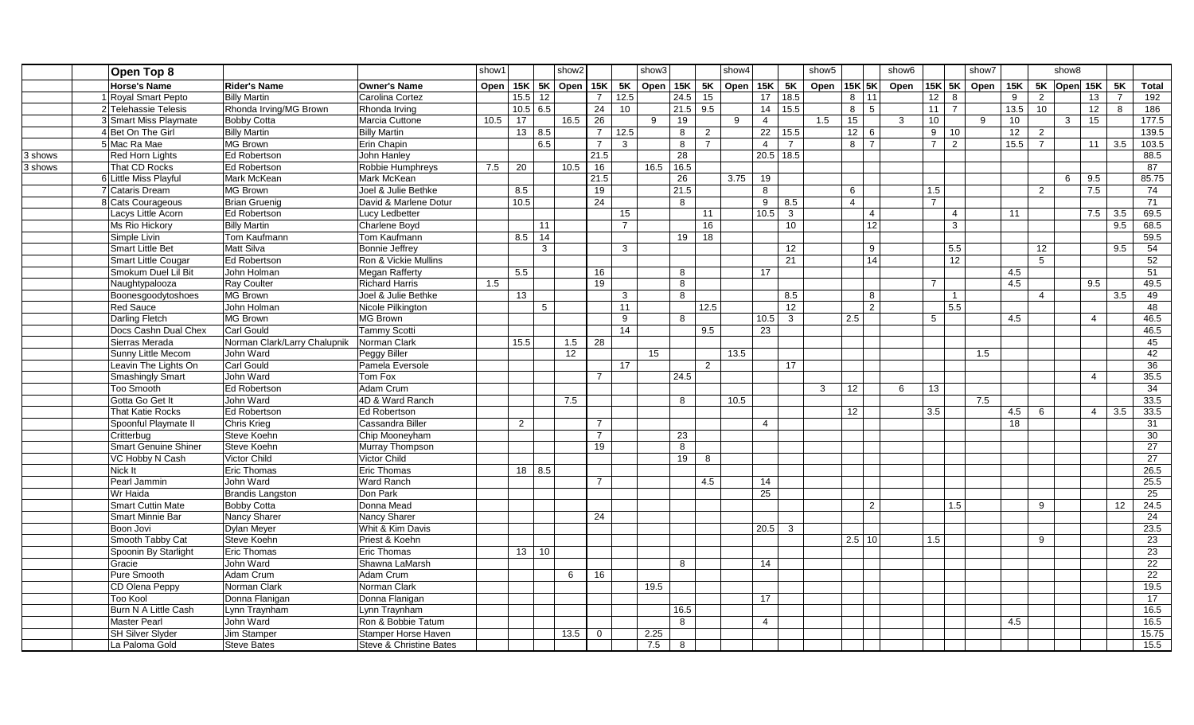| | | Open Top 8 | | | show1 | | | show2 | | | show3 | | | show4 | | | show5 | | | show6 | | | show7 | | | show8 | | | |
|---|---|---|---|---|---|---|---|---|---|---|---|---|---|---|---|---|---|---|---|---|---|---|---|---|---|---|---|---|---|---|
| | | **Horse's Name** | **Rider's Name** | **Owner's Name** | **Open** | **15K** | **5K** | **Open** | **15K** | **5K** | **Open** | **15K** | **5K** | **Open** | **15K** | **5K** | **Open** | **15K** | **5K** | **Open** | **15K** | **5K** | **Open** | **15K** | **5K** | **Open** | **15K** | **5K** | **Total** |
| | 1 | Royal Smart Pepto | Billy Martin | Carolina Cortez | | 15.5 | 12 | | 7 | 12.5 | | 24.5 | 15 | | 17 | 18.5 | | 8 | 11 | | 12 | 8 | | 9 | 2 | | 13 | 7 | 192 |
| | 2 | Telehassie Telesis | Rhonda Irving/MG Brown | Rhonda Irving | | 10.5 | 6.5 | | 24 | 10 | | 21.5 | 9.5 | | 14 | 15.5 | | 8 | 5 | | 11 | 7 | | 13.5 | 10 | | 12 | 8 | 186 |
| | 3 | Smart Miss Playmate | Bobby Cotta | Marcia Cuttone | 10.5 | 17 | | 16.5 | 26 | | 9 | 19 | | 9 | 4 | | 1.5 | 15 | | 3 | 10 | | 9 | 10 | | 3 | 15 | | 177.5 |
| | 4 | Bet On The Girl | Billy Martin | Billy Martin | | 13 | 8.5 | | 7 | 12.5 | | 8 | 2 | | 22 | 15.5 | | 12 | 6 | | 9 | 10 | | 12 | 2 | | | | 139.5 |
| | 5 | Mac Ra Mae | MG Brown | Erin Chapin | | | 6.5 | | 7 | 3 | | 8 | 7 | | 4 | 7 | | 8 | 7 | | 7 | 2 | | 15.5 | 7 | | 11 | 3.5 | 103.5 |
| 3 shows | | Red Horn Lights | Ed Robertson | John Hanley | | | | | 21.5 | | | 28 | | | 20.5 | 18.5 | | | | | | | | | | | | | 88.5 |
| 3 shows | | That CD Rocks | Ed Robertson | Robbie Humphreys | 7.5 | 20 | | 10.5 | 16 | | 16.5 | 16.5 | | | | | | | | | | | | | | | | | 87 |
| | 6 | Little Miss Playful | Mark McKean | Mark McKean | | | | | 21.5 | | | 26 | | 3.75 | 19 | | | | | | | | | | | 6 | 9.5 | | 85.75 |
| | 7 | Cataris Dream | MG Brown | Joel & Julie Bethke | | 8.5 | | | 19 | | | 21.5 | | | 8 | | | 6 | | | 1.5 | | | | 2 | | 7.5 | | 74 |
| | 8 | Cats Courageous | Brian Gruenig | David & Marlene Dotur | | 10.5 | | | 24 | | | 8 | | | 9 | 8.5 | | 4 | | | 7 | | | | | | | | 71 |
| | | Lacys Little Acorn | Ed Robertson | Lucy Ledbetter | | | | | | 15 | | | 11 | | 10.5 | 3 | | | 4 | | | 4 | | 11 | | | 7.5 | 3.5 | 69.5 |
| | | Ms Rio Hickory | Billy Martin | Charlene Boyd | | | 11 | | | 7 | | | 16 | | | 10 | | | 12 | | | 3 | | | | | | 9.5 | 68.5 |
| | | Simple Livin | Tom Kaufmann | Tom Kaufmann | | 8.5 | 14 | | | | | 19 | 18 | | | | | | | | | | | | | | | | 59.5 |
| | | Smart Little Bet | Matt Silva | Bonnie Jeffrey | | | 3 | | | 3 | | | | | | 12 | | | 9 | | | 5.5 | | | 12 | | | 9.5 | 54 |
| | | Smart Little Cougar | Ed Robertson | Ron & Vickie Mullins | | | | | | | | | | | | 21 | | | 14 | | | 12 | | | 5 | | | | 52 |
| | | Smokum Duel Lil Bit | John Holman | Megan Rafferty | | 5.5 | | | 16 | | | 8 | | | 17 | | | | | | | | | 4.5 | | | | | 51 |
| | | Naughtypalooza | Ray Coulter | Richard Harris | 1.5 | | | | 19 | | | 8 | | | | | | | | | 7 | | | 4.5 | | | 9.5 | | 49.5 |
| | | Boonesgoodytoshoes | MG Brown | Joel & Julie Bethke | | 13 | | | | 3 | | 8 | | | | 8.5 | | | 8 | | | 1 | | | 4 | | | 3.5 | 49 |
| | | Red Sauce | John Holman | Nicole Pilkington | | | 5 | | | 11 | | | 12.5 | | | 12 | | | 2 | | | 5.5 | | | | | | | 48 |
| | | Darling Fletch | MG Brown | MG Brown | | | | | | 9 | | 8 | | | 10.5 | 3 | | 2.5 | | | 5 | | | 4.5 | | | 4 | | 46.5 |
| | | Docs Cashn Dual Chex | Carl Gould | Tammy Scotti | | | | | | 14 | | | 9.5 | | 23 | | | | | | | | | | | | | | 46.5 |
| | | Sierras Merada | Norman Clark/Larry Chalupnik | Norman Clark | | 15.5 | | 1.5 | 28 | | | | | | | | | | | | | | | | | | | | 45 |
| | | Sunny Little Mecom | John Ward | Peggy Biller | | | | 12 | | | 15 | | | 13.5 | | | | | | | | | 1.5 | | | | | | 42 |
| | | Leavin The Lights On | Carl Gould | Pamela Eversole | | | | | | 17 | | | 2 | | | 17 | | | | | | | | | | | | | 36 |
| | | Smashingly Smart | John Ward | Tom Fox | | | | | 7 | | | 24.5 | | | | | | | | | | | | | | | 4 | | 35.5 |
| | | Too Smooth | Ed Robertson | Adam Crum | | | | | | | | | | | | | 3 | 12 | | 6 | 13 | | | | | | | | 34 |
| | | Gotta Go Get It | John Ward | 4D & Ward Ranch | | | | 7.5 | | | | 8 | | 10.5 | | | | | | | | | 7.5 | | | | | | 33.5 |
| | | That Katie Rocks | Ed Robertson | Ed Robertson | | | | | | | | | | | | | | 12 | | | 3.5 | | | 4.5 | 6 | | 4 | 3.5 | 33.5 |
| | | Spoonful Playmate II | Chris Krieg | Cassandra Biller | | 2 | | | 7 | | | | | | 4 | | | | | | | | | 18 | | | | | 31 |
| | | Critterbug | Steve Koehn | Chip Mooneyham | | | | | 7 | | | 23 | | | | | | | | | | | | | | | | | 30 |
| | | Smart Genuine Shiner | Steve Koehn | Murray Thompson | | | | | 19 | | | 8 | | | | | | | | | | | | | | | | | 27 |
| | | VC Hobby N Cash | Victor Child | Victor Child | | | | | | | | 19 | 8 | | | | | | | | | | | | | | | | 27 |
| | | Nick It | Eric Thomas | Eric Thomas | | 18 | 8.5 | | | | | | | | | | | | | | | | | | | | | | 26.5 |
| | | Pearl Jammin | John Ward | Ward Ranch | | | | | 7 | | | | 4.5 | | 14 | | | | | | | | | | | | | | 25.5 |
| | | Wr Haida | Brandis Langston | Don Park | | | | | | | | | | | 25 | | | | | | | | | | | | | | 25 |
| | | Smart Cuttin Mate | Bobby Cotta | Donna Mead | | | | | | | | | | | | | | | 2 | | | 1.5 | | | 9 | | | 12 | 24.5 |
| | | Smart Minnie Bar | Nancy Sharer | Nancy Sharer | | | | | 24 | | | | | | | | | | | | | | | | | | | | 24 |
| | | Boon Jovi | Dylan Meyer | Whit & Kim Davis | | | | | | | | | | | 20.5 | 3 | | | | | | | | | | | | | 23.5 |
| | | Smooth Tabby Cat | Steve Koehn | Priest & Koehn | | | | | | | | | | | | | | 2.5 | 10 | | 1.5 | | | | 9 | | | | 23 |
| | | Spoonin By Starlight | Eric Thomas | Eric Thomas | | 13 | 10 | | | | | | | | | | | | | | | | | | | | | | 23 |
| | | Gracie | John Ward | Shawna LaMarsh | | | | | | | | 8 | | | 14 | | | | | | | | | | | | | | 22 |
| | | Pure Smooth | Adam Crum | Adam Crum | | | | 6 | 16 | | | | | | | | | | | | | | | | | | | | 22 |
| | | CD Olena Peppy | Norman Clark | Norman Clark | | | | | | | 19.5 | | | | | | | | | | | | | | | | | | 19.5 |
| | | Too Kool | Donna Flanigan | Donna Flanigan | | | | | | | | | | | 17 | | | | | | | | | | | | | | 17 |
| | | Burn N A Little Cash | Lynn Traynham | Lynn Traynham | | | | | | | | 16.5 | | | | | | | | | | | | | | | | | 16.5 |
| | | Master Pearl | John Ward | Ron & Bobbie Tatum | | | | | | | | 8 | | | 4 | | | | | | | | | 4.5 | | | | | 16.5 |
| | | SH Silver Slyder | Jim Stamper | Stamper Horse Haven | | | | 13.5 | 0 | | 2.25 | | | | | | | | | | | | | | | | | | 15.75 |
| | | La Paloma Gold | Steve Bates | Steve & Christine Bates | | | | | | | 7.5 | 8 | | | | | | | | | | | | | | | | | 15.5 |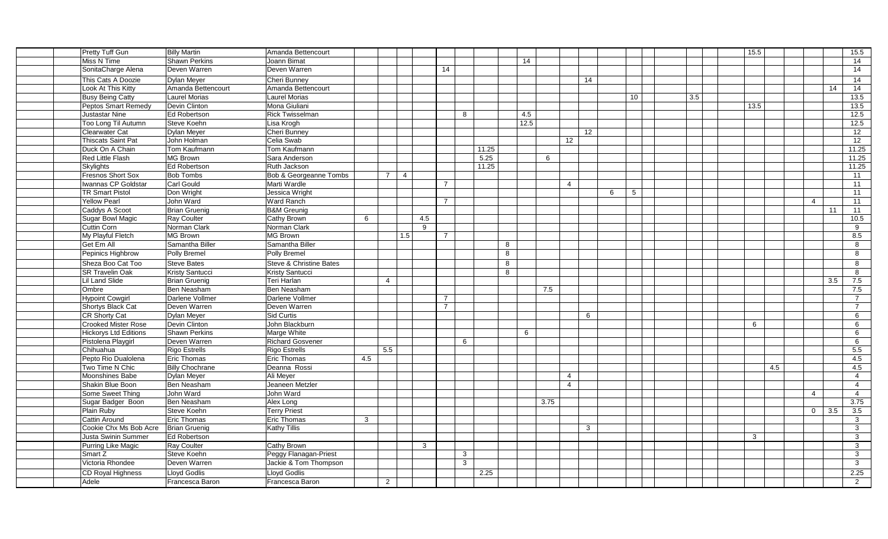| | | | | | | | | | | | | | | | | | | | | | | | | | | | | |
|---|---|---|---|---|---|---|---|---|---|---|---|---|---|---|---|---|---|---|---|---|---|---|---|---|---|---|---|---|
| Pretty Tuff Gun | Billy Martin | Amanda Bettencourt | | | | | | | | | | | | | | | | | | | | | 15.5 | | | | | 15.5 |
| Miss N Time | Shawn Perkins | Joann Bimat | | | | | | | | | 14 | | | | | | | | | | | | | | | | | 14 |
| SonitaCharge Alena | Deven Warren | Deven Warren | | | | | 14 | | | | | | | | | | | | | | | | | | | | | 14 |
| This Cats A Doozie | Dylan Meyer | Cheri Bunney | | | | | | | | | | | | 14 | | | | | | | | | | | | | | 14 |
| Look At This Kitty | Amanda Bettencourt | Amanda Bettencourt | | | | | | | | | | | | | | | | | | | | | | | | | 14 | 14 |
| Busy Being Catty | Laurel Morias | Laurel Morias | | | | | | | | | | | | | | 10 | | | | 3.5 | | | | | | | | 13.5 |
| Peptos Smart Remedy | Devin Clinton | Mona Giuliani | | | | | | | | | | | | | | | | | | | | | 13.5 | | | | | 13.5 |
| Justastar Nine | Ed Robertson | Rick Twisselman | | | | | | 8 | | | 4.5 | | | | | | | | | | | | | | | | | 12.5 |
| Too Long Til Autumn | Steve Koehn | Lisa Krogh | | | | | | | | | 12.5 | | | | | | | | | | | | | | | | | 12.5 |
| Clearwater Cat | Dylan Meyer | Cheri Bunney | | | | | | | | | | | | 12 | | | | | | | | | | | | | | 12 |
| Thiscats Saint Pat | John Holman | Celia Swab | | | | | | | | | | | 12 | | | | | | | | | | | | | | | 12 |
| Duck On A Chain | Tom Kaufmann | Tom Kaufmann | | | | | | | 11.25 | | | | | | | | | | | | | | | | | | | 11.25 |
| Red Little Flash | MG Brown | Sara Anderson | | | | | | | 5.25 | | | 6 | | | | | | | | | | | | | | | | 11.25 |
| Skylights | Ed Robertson | Ruth Jackson | | | | | | | 11.25 | | | | | | | | | | | | | | | | | | | 11.25 |
| Fresnos Short Sox | Bob Tombs | Bob & Georgeanne Tombs | | 7 | 4 | | | | | | | | | | | | | | | | | | | | | | | 11 |
| Iwannas CP Goldstar | Carl Gould | Marti Wardle | | | | | 7 | | | | | | 4 | | | | | | | | | | | | | | | 11 |
| TR Smart Pistol | Don Wright | Jessica Wright | | | | | | | | | | | | | 6 | 5 | | | | | | | | | | | | 11 |
| Yellow Pearl | John Ward | Ward Ranch | | | | | 7 | | | | | | | | | | | | | | | | | | | 4 | | 11 |
| Caddys A Scoot | Brian Gruenig | B&M Greunig | | | | | | | | | | | | | | | | | | | | | | | | | 11 | 11 |
| Sugar Bowl Magic | Ray Coulter | Cathy Brown | 6 | | | 4.5 | | | | | | | | | | | | | | | | | | | | | | 10.5 |
| Cuttin Corn | Norman Clark | Norman Clark | | | | 9 | | | | | | | | | | | | | | | | | | | | | | 9 |
| My Playful Fletch | MG Brown | MG Brown | | | 1.5 | | 7 | | | | | | | | | | | | | | | | | | | | | 8.5 |
| Get Em All | Samantha Biller | Samantha Biller | | | | | | | | 8 | | | | | | | | | | | | | | | | | | 8 |
| Pepinics Highbrow | Polly Bremel | Polly Bremel | | | | | | | | 8 | | | | | | | | | | | | | | | | | | 8 |
| Sheza Boo Cat Too | Steve Bates | Steve & Christine Bates | | | | | | | | 8 | | | | | | | | | | | | | | | | | | 8 |
| SR Travelin Oak | Kristy Santucci | Kristy Santucci | | | | | | | | 8 | | | | | | | | | | | | | | | | | | 8 |
| Lil Land Slide | Brian Gruenig | Teri Harlan | | 4 | | | | | | | | | | | | | | | | | | | | | | | 3.5 | 7.5 |
| Ombre | Ben Neasham | Ben Neasham | | | | | | | | | | 7.5 | | | | | | | | | | | | | | | | 7.5 |
| Hypoint Cowgirl | Darlene Vollmer | Darlene Vollmer | | | | | 7 | | | | | | | | | | | | | | | | | | | | | 7 |
| Shortys Black Cat | Deven Warren | Deven Warren | | | | | 7 | | | | | | | | | | | | | | | | | | | | | 7 |
| CR Shorty Cat | Dylan Meyer | Sid Curtis | | | | | | | | | | | | 6 | | | | | | | | | | | | | | 6 |
| Crooked Mister Rose | Devin Clinton | John Blackburn | | | | | | | | | | | | | | | | | | | | | 6 | | | | | 6 |
| Hickorys Ltd Editions | Shawn Perkins | Marge White | | | | | | | | | 6 | | | | | | | | | | | | | | | | | 6 |
| Pistolena Playgirl | Deven Warren | Richard Gosvener | | | | | | 6 | | | | | | | | | | | | | | | | | | | | 6 |
| Chihuahua | Rigo Estrells | Rigo Estrells | | 5.5 | | | | | | | | | | | | | | | | | | | | | | | | 5.5 |
| Pepto Rio Dualolena | Eric Thomas | Eric Thomas | 4.5 | | | | | | | | | | | | | | | | | | | | | | | | | 4.5 |
| Two Time N Chic | Billy Chochrane | Deanna Rossi | | | | | | | | | | | | | | | | | | | | | | 4.5 | | | | 4.5 |
| Moonshines Babe | Dylan Meyer | Ali Meyer | | | | | | | | | | | 4 | | | | | | | | | | | | | | | 4 |
| Shakin Blue Boon | Ben Neasham | Jeaneen Metzler | | | | | | | | | | | 4 | | | | | | | | | | | | | | | 4 |
| Some Sweet Thing | John Ward | John Ward | | | | | | | | | | | | | | | | | | | | | | | | 4 | | 4 |
| Sugar Badger Boon | Ben Neasham | Alex Long | | | | | | | | | | 3.75 | | | | | | | | | | | | | | | | 3.75 |
| Plain Ruby | Steve Koehn | Terry Priest | | | | | | | | | | | | | | | | | | | | | | | | 0 | 3.5 | 3.5 |
| Cattin Around | Eric Thomas | Eric Thomas | 3 | | | | | | | | | | | | | | | | | | | | | | | | | 3 |
| Cookie Chx Ms Bob Acre | Brian Gruenig | Kathy Tillis | | | | | | | | | | | | 3 | | | | | | | | | | | | | | 3 |
| Justa Swinin Summer | Ed Robertson | | | | | | | | | | | | | | | | | | | | | | 3 | | | | | 3 |
| Purring Like Magic | Ray Coulter | Cathy Brown | | | | 3 | | | | | | | | | | | | | | | | | | | | | | 3 |
| Smart Z | Steve Koehn | Peggy Flanagan-Priest | | | | | | 3 | | | | | | | | | | | | | | | | | | | | 3 |
| Victoria Rhondee | Deven Warren | Jackie & Tom Thompson | | | | | | 3 | | | | | | | | | | | | | | | | | | | | 3 |
| CD Royal Highness | Lloyd Godlis | Lloyd Godlis | | | | | | | 2.25 | | | | | | | | | | | | | | | | | | | 2.25 |
| Adele | Francesca Baron | Francesca Baron | | 2 | | | | | | | | | | | | | | | | | | | | | | | | 2 |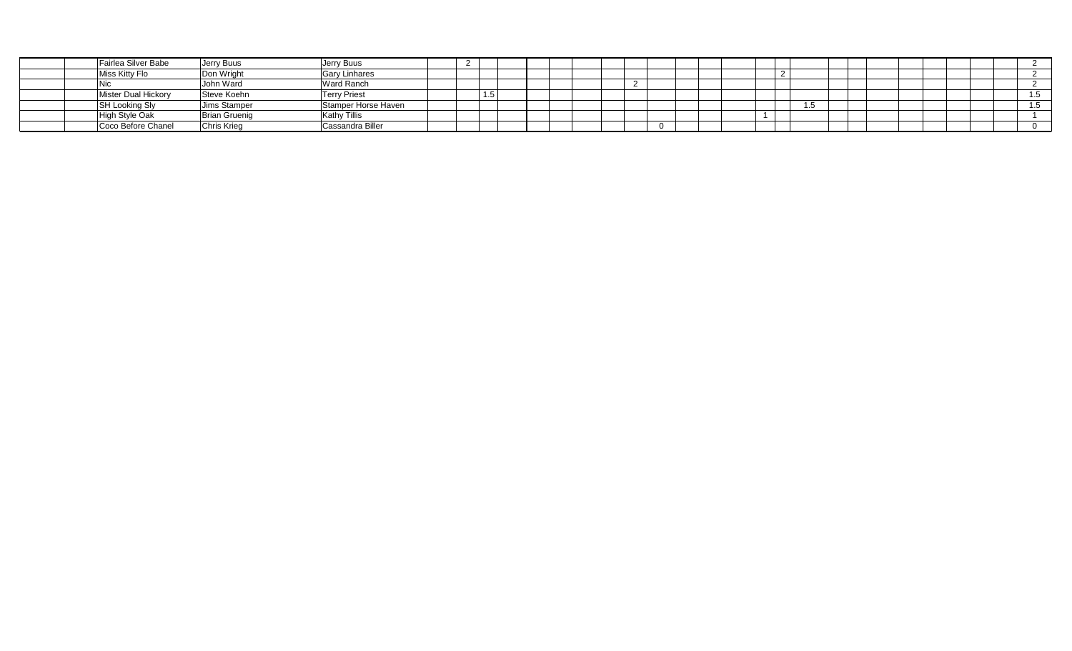| | | | | | | | | | | | | | | | | | | | | | | | | | | | | | |
|---|---|---|---|---|---|---|---|---|---|---|---|---|---|---|---|---|---|---|---|---|---|---|---|---|---|---|---|---|---|
| | | Fairlea Silver Babe | Jerry Buus | Jerry Buus | | 2 | | | | | | | | | | | | | | | | | | | | | | | 2 |
| | | Miss Kitty Flo | Don Wright | Gary Linhares | | | | | | | | | | | | | | | 2 | | | | | | | | | | 2 |
| | | Nic | John Ward | Ward Ranch | | | | | | | | | 2 | | | | | | | | | | | | | | | | 2 |
| | | Mister Dual Hickory | Steve Koehn | Terry Priest | | | 1.5 | | | | | | | | | | | | | | | | | | | | | | 1.5 |
| | | SH Looking Sly | Jims Stamper | Stamper Horse Haven | | | | | | | | | | | | | | | | 1.5 | | | | | | | | | 1.5 |
| | | High Style Oak | Brian Gruenig | Kathy Tillis | | | | | | | | | | | | | | 1 | | | | | | | | | | | 1 |
| | | Coco Before Chanel | Chris Krieg | Cassandra Biller | | | | | | | | | | 0 | | | | | | | | | | | | | | | 0 |